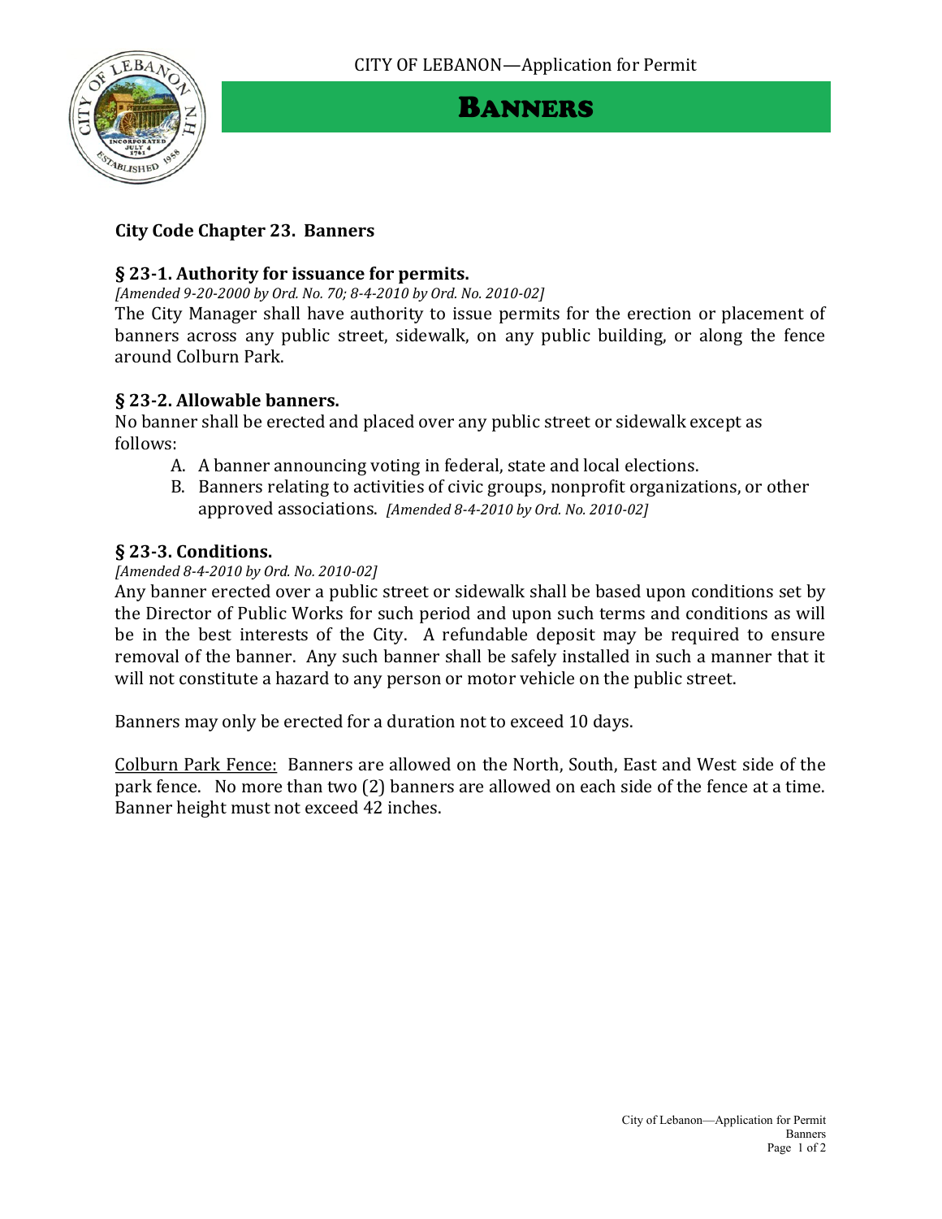CITY OF LEBANON—Application for Permit

# BANNERS

## City Code Chapter 23. Banners

### § 23-1. Authority for issuance for permits.

*[Amended 9-20-2000 by Ord. No. 70; 8-4-2010 by Ord. No. 2010-02]*

The City Manager shall have authority to issue permits for the erection or placement of banners across any public street, sidewalk, on any public building, or along the fence around Colburn Park.

### § 23-2. Allowable banners.

No banner shall be erected and placed over any public street or sidewalk except as follows:

A. A banner announcing voting in federal, state and local elections.
B. Banners relating to activities of civic groups, nonprofit organizations, or other approved associations. *[Amended 8-4-2010 by Ord. No. 2010-02]*

### § 23-3. Conditions.

*[Amended 8-4-2010 by Ord. No. 2010-02]*

Any banner erected over a public street or sidewalk shall be based upon conditions set by the Director of Public Works for such period and upon such terms and conditions as will be in the best interests of the City. A refundable deposit may be required to ensure removal of the banner. Any such banner shall be safely installed in such a manner that it will not constitute a hazard to any person or motor vehicle on the public street.

Banners may only be erected for a duration not to exceed 10 days.

<u>Colburn Park Fence:</u> Banners are allowed on the North, South, East and West side of the park fence. No more than two (2) banners are allowed on each side of the fence at a time. Banner height must not exceed 42 inches.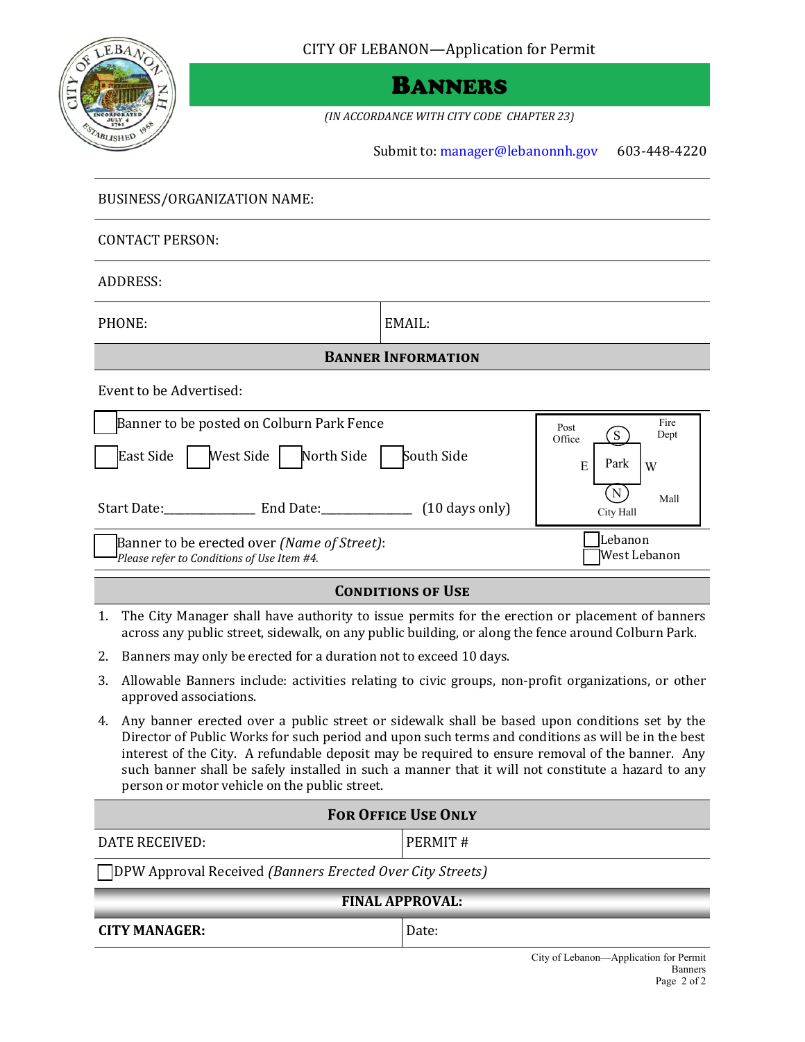CITY OF LEBANON—Application for Permit

# Banners

*(IN ACCORDANCE WITH CITY CODE CHAPTER 23)*

Submit to: manager@lebanonnh.gov 603-448-4220

| | |
|---|---|
| BUSINESS/ORGANIZATION NAME: | |
| CONTACT PERSON: | |
| ADDRESS: | |
| PHONE: | EMAIL: |

## Banner Information

Event to be Advertised:

☐ Banner to be posted on Colburn Park Fence

☐ East Side ☐ West Side ☐ North Side ☐ South Side

Start Date:_______________ End Date:_______________ (10 days only)

Post Office | S | Fire Dept
E | Park | W
N | Mall
City Hall

☐ Banner to be erected over *(Name of Street)*:
*Please refer to Conditions of Use Item #4.*

☐ Lebanon
☐ West Lebanon

## Conditions of Use

1. The City Manager shall have authority to issue permits for the erection or placement of banners across any public street, sidewalk, on any public building, or along the fence around Colburn Park.
2. Banners may only be erected for a duration not to exceed 10 days.
3. Allowable Banners include: activities relating to civic groups, non-profit organizations, or other approved associations.
4. Any banner erected over a public street or sidewalk shall be based upon conditions set by the Director of Public Works for such period and upon such terms and conditions as will be in the best interest of the City. A refundable deposit may be required to ensure removal of the banner. Any such banner shall be safely installed in such a manner that it will not constitute a hazard to any person or motor vehicle on the public street.

## For Office Use Only

| | |
|---|---|
| DATE RECEIVED: | PERMIT # |

☐ DPW Approval Received *(Banners Erected Over City Streets)*

## FINAL APPROVAL:

| | |
|---|---|
| **CITY MANAGER:** | Date: |